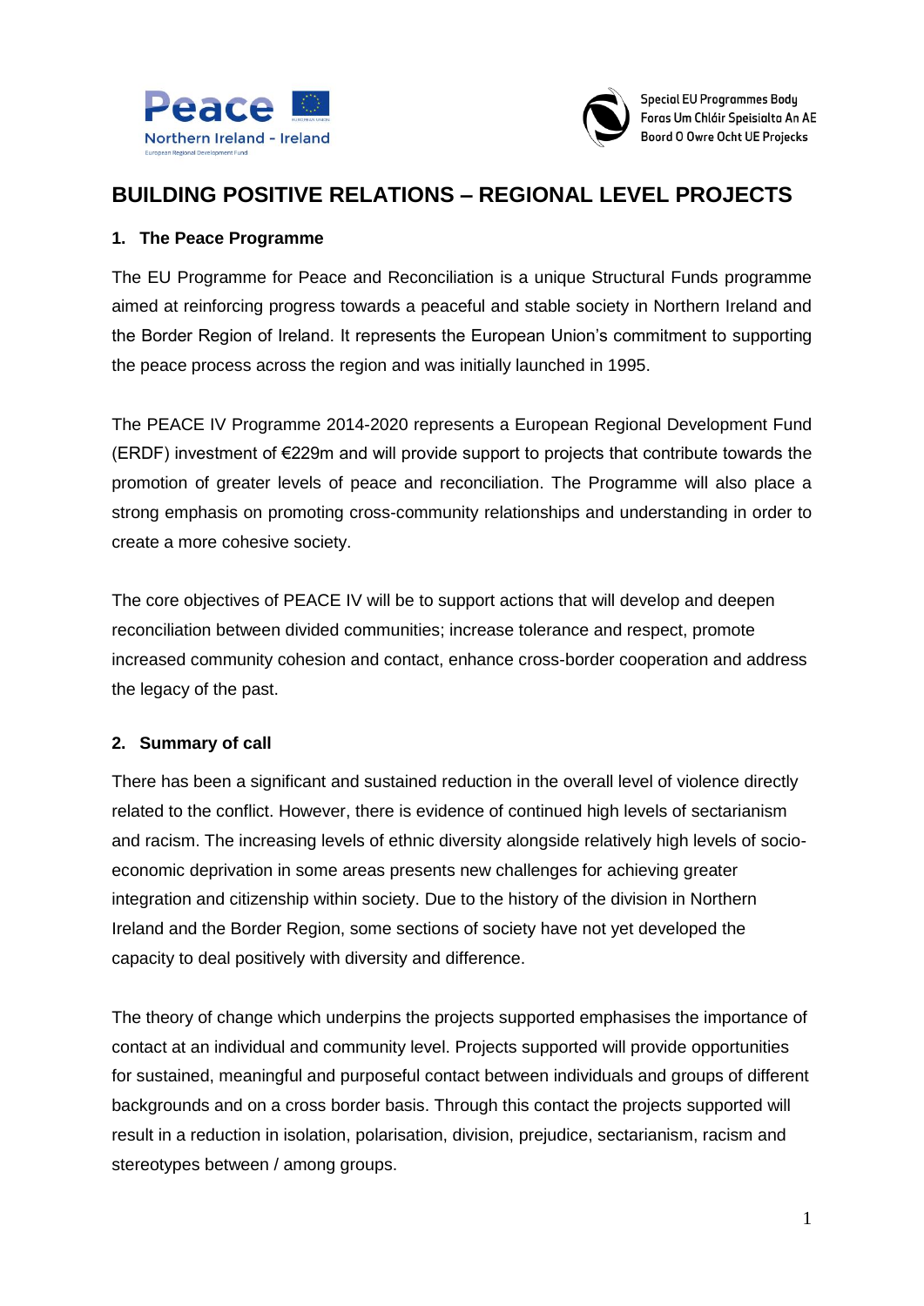Peace
Northern Ireland - Ireland
European Regional Development Fund

Special EU Programmes Body
Foras Um Chláir Speisialta An AE
Boord O Owre Ocht UE Projecks

# BUILDING POSITIVE RELATIONS – REGIONAL LEVEL PROJECTS

## 1. The Peace Programme

The EU Programme for Peace and Reconciliation is a unique Structural Funds programme aimed at reinforcing progress towards a peaceful and stable society in Northern Ireland and the Border Region of Ireland. It represents the European Union's commitment to supporting the peace process across the region and was initially launched in 1995.

The PEACE IV Programme 2014-2020 represents a European Regional Development Fund (ERDF) investment of €229m and will provide support to projects that contribute towards the promotion of greater levels of peace and reconciliation. The Programme will also place a strong emphasis on promoting cross-community relationships and understanding in order to create a more cohesive society.

The core objectives of PEACE IV will be to support actions that will develop and deepen reconciliation between divided communities; increase tolerance and respect, promote increased community cohesion and contact, enhance cross-border cooperation and address the legacy of the past.

## 2. Summary of call

There has been a significant and sustained reduction in the overall level of violence directly related to the conflict. However, there is evidence of continued high levels of sectarianism and racism. The increasing levels of ethnic diversity alongside relatively high levels of socio-economic deprivation in some areas presents new challenges for achieving greater integration and citizenship within society. Due to the history of the division in Northern Ireland and the Border Region, some sections of society have not yet developed the capacity to deal positively with diversity and difference.

The theory of change which underpins the projects supported emphasises the importance of contact at an individual and community level. Projects supported will provide opportunities for sustained, meaningful and purposeful contact between individuals and groups of different backgrounds and on a cross border basis. Through this contact the projects supported will result in a reduction in isolation, polarisation, division, prejudice, sectarianism, racism and stereotypes between / among groups.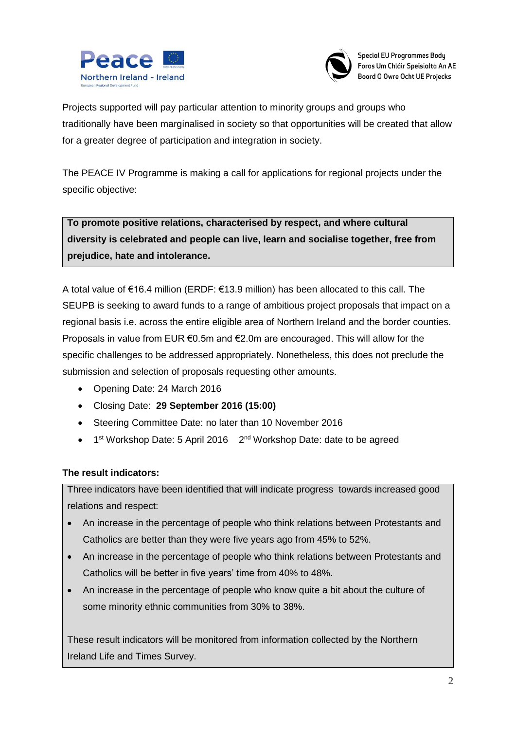Projects supported will pay particular attention to minority groups and groups who traditionally have been marginalised in society so that opportunities will be created that allow for a greater degree of participation and integration in society.

The PEACE IV Programme is making a call for applications for regional projects under the specific objective:

> **To promote positive relations, characterised by respect, and where cultural diversity is celebrated and people can live, learn and socialise together, free from prejudice, hate and intolerance.**

A total value of €16.4 million (ERDF: €13.9 million) has been allocated to this call. The SEUPB is seeking to award funds to a range of ambitious project proposals that impact on a regional basis i.e. across the entire eligible area of Northern Ireland and the border counties. Proposals in value from EUR €0.5m and €2.0m are encouraged. This will allow for the specific challenges to be addressed appropriately. Nonetheless, this does not preclude the submission and selection of proposals requesting other amounts.

- Opening Date: 24 March 2016
- Closing Date: **29 September 2016 (15:00)**
- Steering Committee Date: no later than 10 November 2016
- 1st Workshop Date: 5 April 2016    2nd Workshop Date: date to be agreed

**The result indicators:**

> Three indicators have been identified that will indicate progress towards increased good relations and respect:
>
> - An increase in the percentage of people who think relations between Protestants and Catholics are better than they were five years ago from 45% to 52%.
> - An increase in the percentage of people who think relations between Protestants and Catholics will be better in five years' time from 40% to 48%.
> - An increase in the percentage of people who know quite a bit about the culture of some minority ethnic communities from 30% to 38%.
>
> These result indicators will be monitored from information collected by the Northern Ireland Life and Times Survey.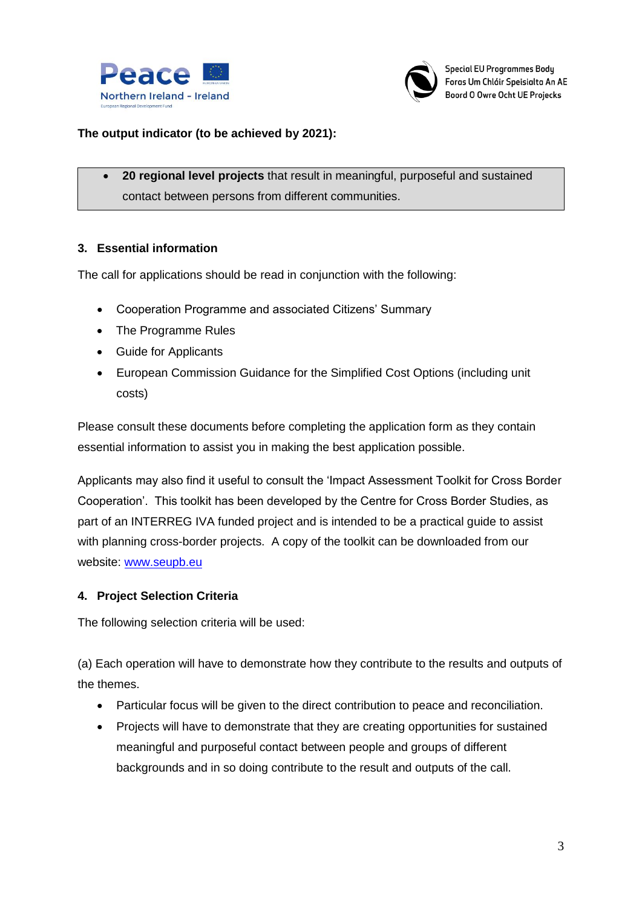**The output indicator (to be achieved by 2021):**

- **20 regional level projects** that result in meaningful, purposeful and sustained contact between persons from different communities.

## 3. Essential information

The call for applications should be read in conjunction with the following:

- Cooperation Programme and associated Citizens' Summary
- The Programme Rules
- Guide for Applicants
- European Commission Guidance for the Simplified Cost Options (including unit costs)

Please consult these documents before completing the application form as they contain essential information to assist you in making the best application possible.

Applicants may also find it useful to consult the 'Impact Assessment Toolkit for Cross Border Cooperation'. This toolkit has been developed by the Centre for Cross Border Studies, as part of an INTERREG IVA funded project and is intended to be a practical guide to assist with planning cross-border projects. A copy of the toolkit can be downloaded from our website: [www.seupb.eu](www.seupb.eu)

## 4. Project Selection Criteria

The following selection criteria will be used:

(a) Each operation will have to demonstrate how they contribute to the results and outputs of the themes.

- Particular focus will be given to the direct contribution to peace and reconciliation.
- Projects will have to demonstrate that they are creating opportunities for sustained meaningful and purposeful contact between people and groups of different backgrounds and in so doing contribute to the result and outputs of the call.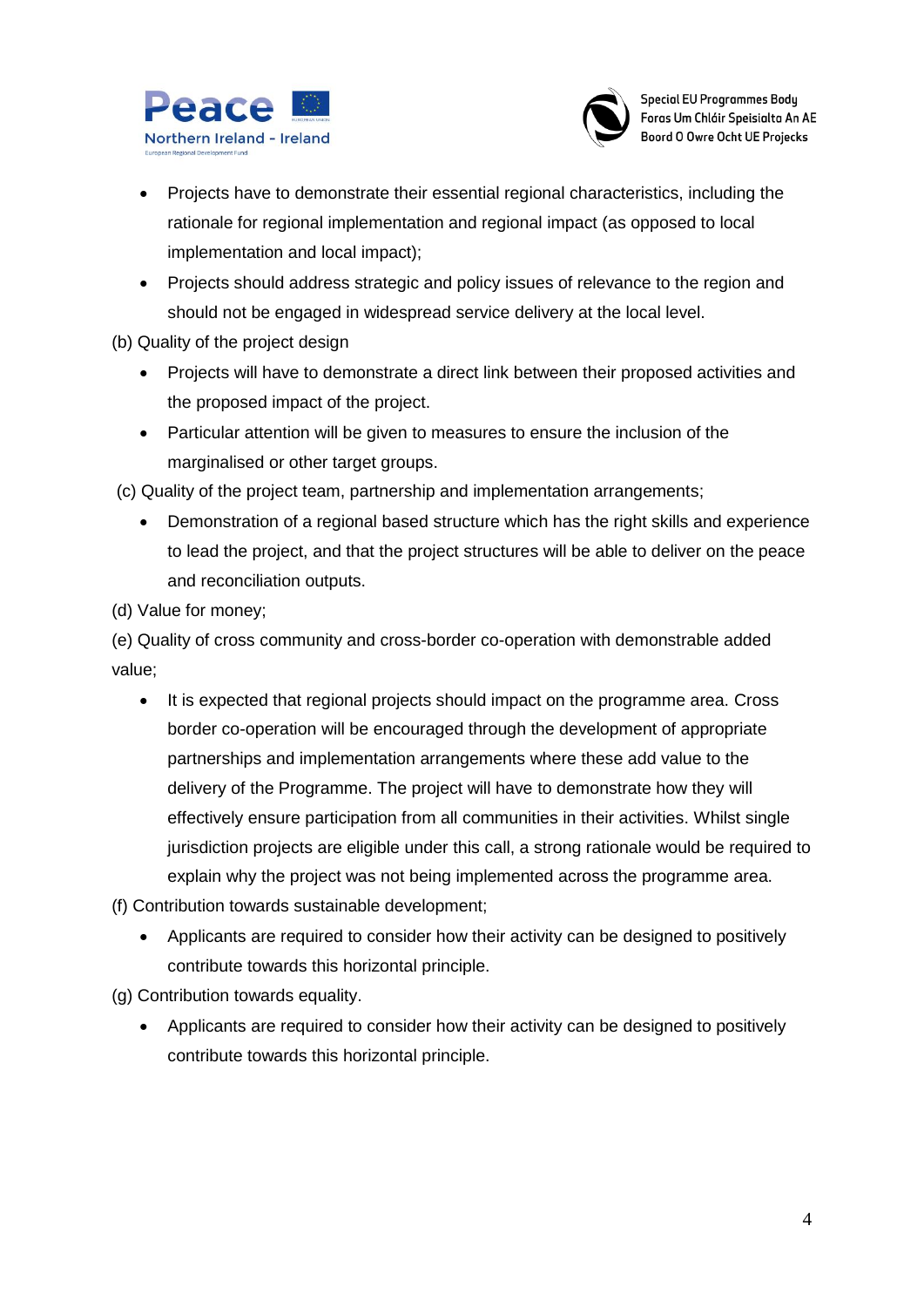- Projects have to demonstrate their essential regional characteristics, including the rationale for regional implementation and regional impact (as opposed to local implementation and local impact);
- Projects should address strategic and policy issues of relevance to the region and should not be engaged in widespread service delivery at the local level.

(b) Quality of the project design

- Projects will have to demonstrate a direct link between their proposed activities and the proposed impact of the project.
- Particular attention will be given to measures to ensure the inclusion of the marginalised or other target groups.

(c) Quality of the project team, partnership and implementation arrangements;

- Demonstration of a regional based structure which has the right skills and experience to lead the project, and that the project structures will be able to deliver on the peace and reconciliation outputs.

(d) Value for money;

(e) Quality of cross community and cross-border co-operation with demonstrable added value;

- It is expected that regional projects should impact on the programme area. Cross border co-operation will be encouraged through the development of appropriate partnerships and implementation arrangements where these add value to the delivery of the Programme. The project will have to demonstrate how they will effectively ensure participation from all communities in their activities. Whilst single jurisdiction projects are eligible under this call, a strong rationale would be required to explain why the project was not being implemented across the programme area.

(f) Contribution towards sustainable development;

- Applicants are required to consider how their activity can be designed to positively contribute towards this horizontal principle.

(g) Contribution towards equality.

- Applicants are required to consider how their activity can be designed to positively contribute towards this horizontal principle.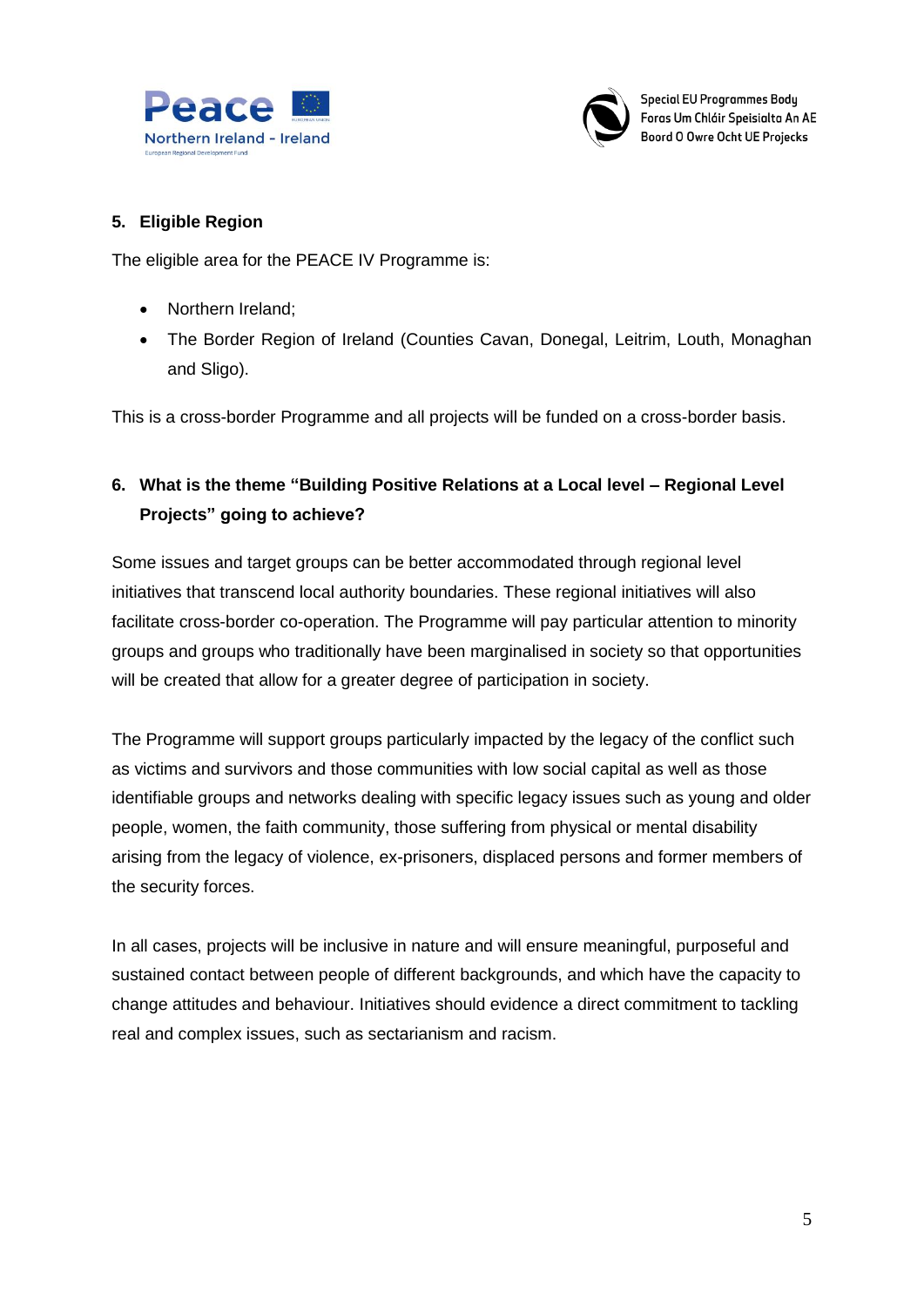## 5. Eligible Region

The eligible area for the PEACE IV Programme is:

- Northern Ireland;
- The Border Region of Ireland (Counties Cavan, Donegal, Leitrim, Louth, Monaghan and Sligo).

This is a cross-border Programme and all projects will be funded on a cross-border basis.

## 6. What is the theme "Building Positive Relations at a Local level – Regional Level Projects" going to achieve?

Some issues and target groups can be better accommodated through regional level initiatives that transcend local authority boundaries. These regional initiatives will also facilitate cross-border co-operation. The Programme will pay particular attention to minority groups and groups who traditionally have been marginalised in society so that opportunities will be created that allow for a greater degree of participation in society.

The Programme will support groups particularly impacted by the legacy of the conflict such as victims and survivors and those communities with low social capital as well as those identifiable groups and networks dealing with specific legacy issues such as young and older people, women, the faith community, those suffering from physical or mental disability arising from the legacy of violence, ex-prisoners, displaced persons and former members of the security forces.

In all cases, projects will be inclusive in nature and will ensure meaningful, purposeful and sustained contact between people of different backgrounds, and which have the capacity to change attitudes and behaviour. Initiatives should evidence a direct commitment to tackling real and complex issues, such as sectarianism and racism.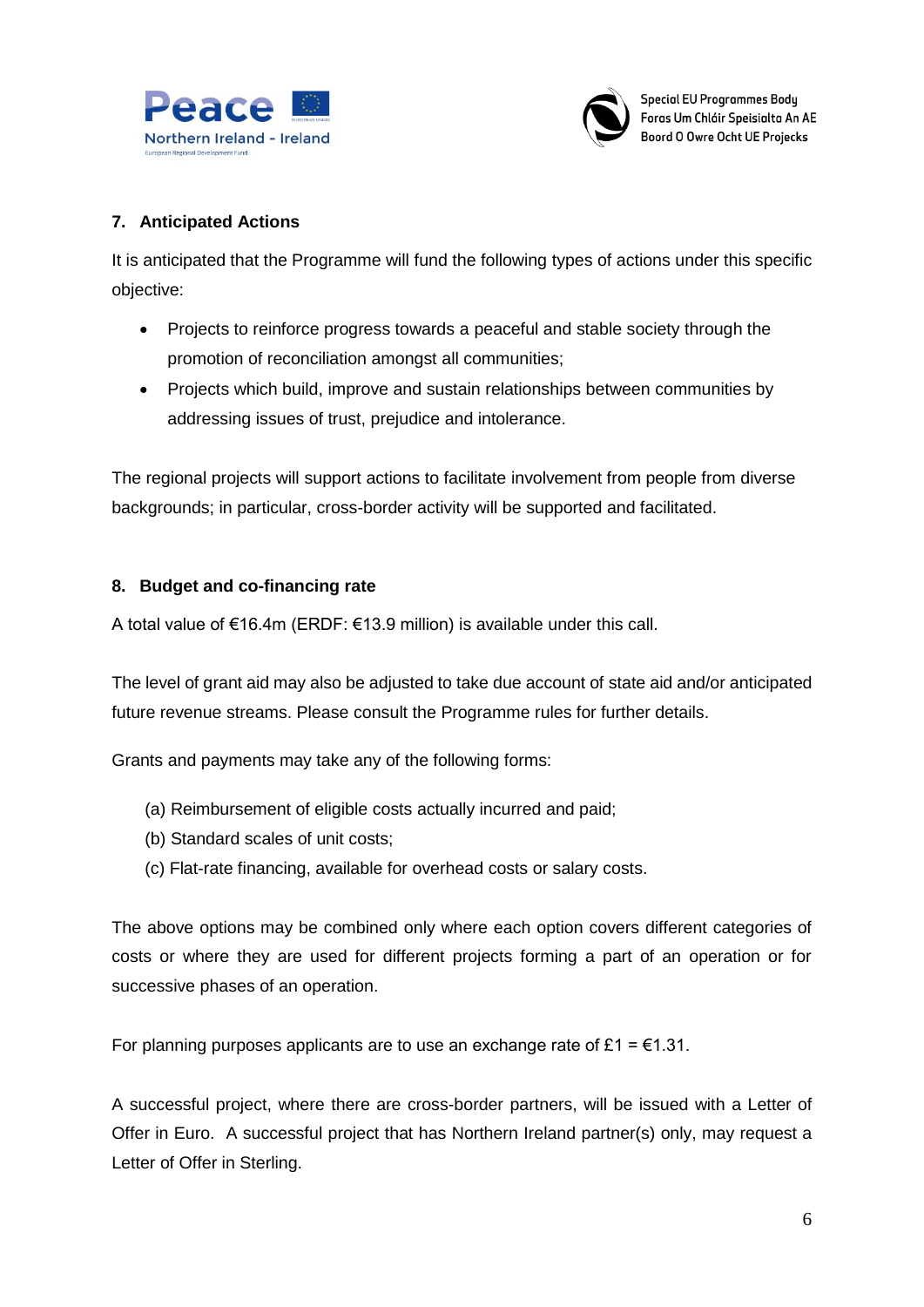## 7. Anticipated Actions

It is anticipated that the Programme will fund the following types of actions under this specific objective:

- Projects to reinforce progress towards a peaceful and stable society through the promotion of reconciliation amongst all communities;
- Projects which build, improve and sustain relationships between communities by addressing issues of trust, prejudice and intolerance.

The regional projects will support actions to facilitate involvement from people from diverse backgrounds; in particular, cross-border activity will be supported and facilitated.

## 8. Budget and co-financing rate

A total value of €16.4m (ERDF: €13.9 million) is available under this call.

The level of grant aid may also be adjusted to take due account of state aid and/or anticipated future revenue streams. Please consult the Programme rules for further details.

Grants and payments may take any of the following forms:

(a) Reimbursement of eligible costs actually incurred and paid;
(b) Standard scales of unit costs;
(c) Flat-rate financing, available for overhead costs or salary costs.

The above options may be combined only where each option covers different categories of costs or where they are used for different projects forming a part of an operation or for successive phases of an operation.

For planning purposes applicants are to use an exchange rate of £1 = €1.31.

A successful project, where there are cross-border partners, will be issued with a Letter of Offer in Euro. A successful project that has Northern Ireland partner(s) only, may request a Letter of Offer in Sterling.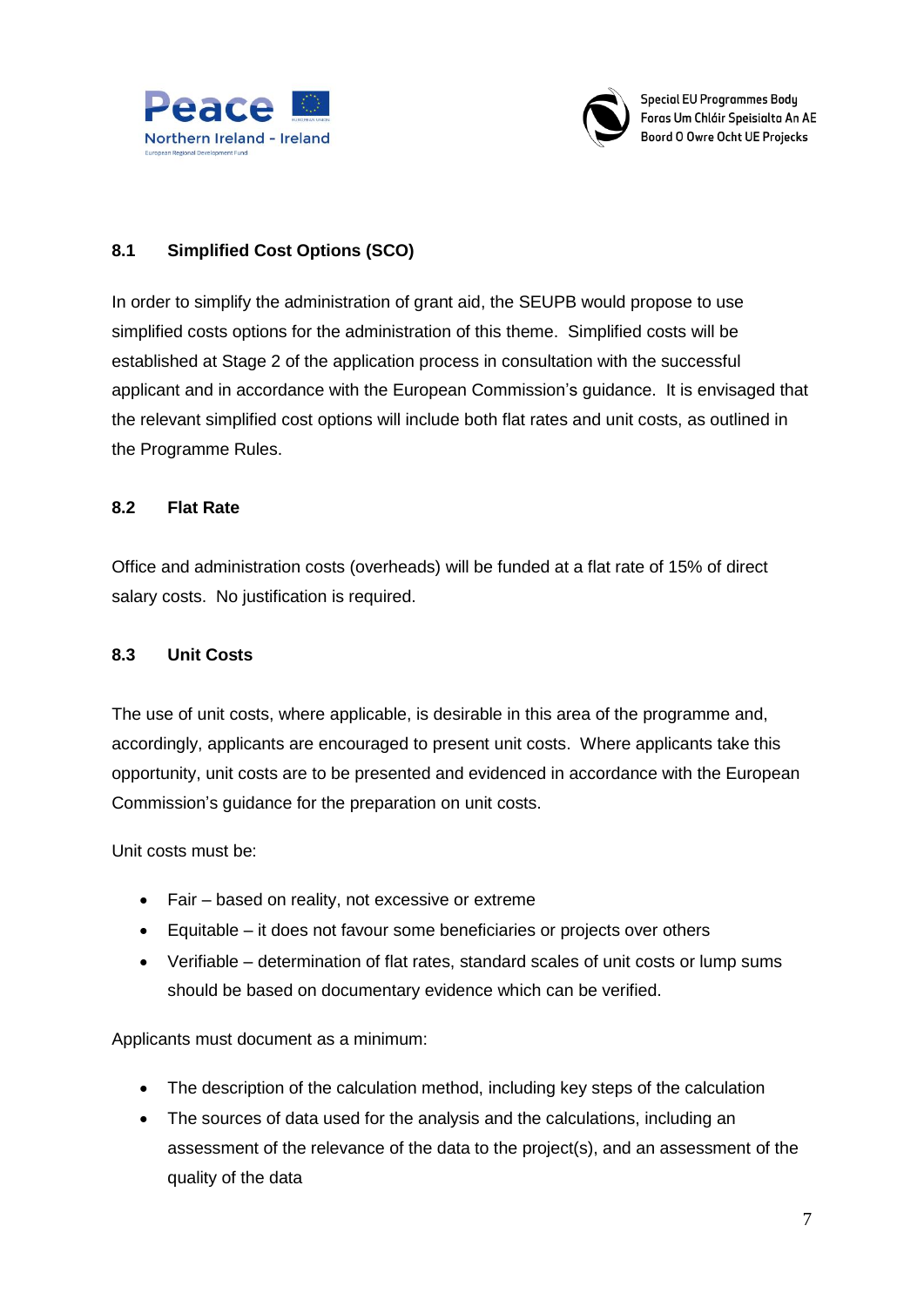### 8.1 Simplified Cost Options (SCO)

In order to simplify the administration of grant aid, the SEUPB would propose to use simplified costs options for the administration of this theme. Simplified costs will be established at Stage 2 of the application process in consultation with the successful applicant and in accordance with the European Commission's guidance. It is envisaged that the relevant simplified cost options will include both flat rates and unit costs, as outlined in the Programme Rules.

### 8.2 Flat Rate

Office and administration costs (overheads) will be funded at a flat rate of 15% of direct salary costs. No justification is required.

### 8.3 Unit Costs

The use of unit costs, where applicable, is desirable in this area of the programme and, accordingly, applicants are encouraged to present unit costs. Where applicants take this opportunity, unit costs are to be presented and evidenced in accordance with the European Commission's guidance for the preparation on unit costs.

Unit costs must be:

- Fair – based on reality, not excessive or extreme
- Equitable – it does not favour some beneficiaries or projects over others
- Verifiable – determination of flat rates, standard scales of unit costs or lump sums should be based on documentary evidence which can be verified.

Applicants must document as a minimum:

- The description of the calculation method, including key steps of the calculation
- The sources of data used for the analysis and the calculations, including an assessment of the relevance of the data to the project(s), and an assessment of the quality of the data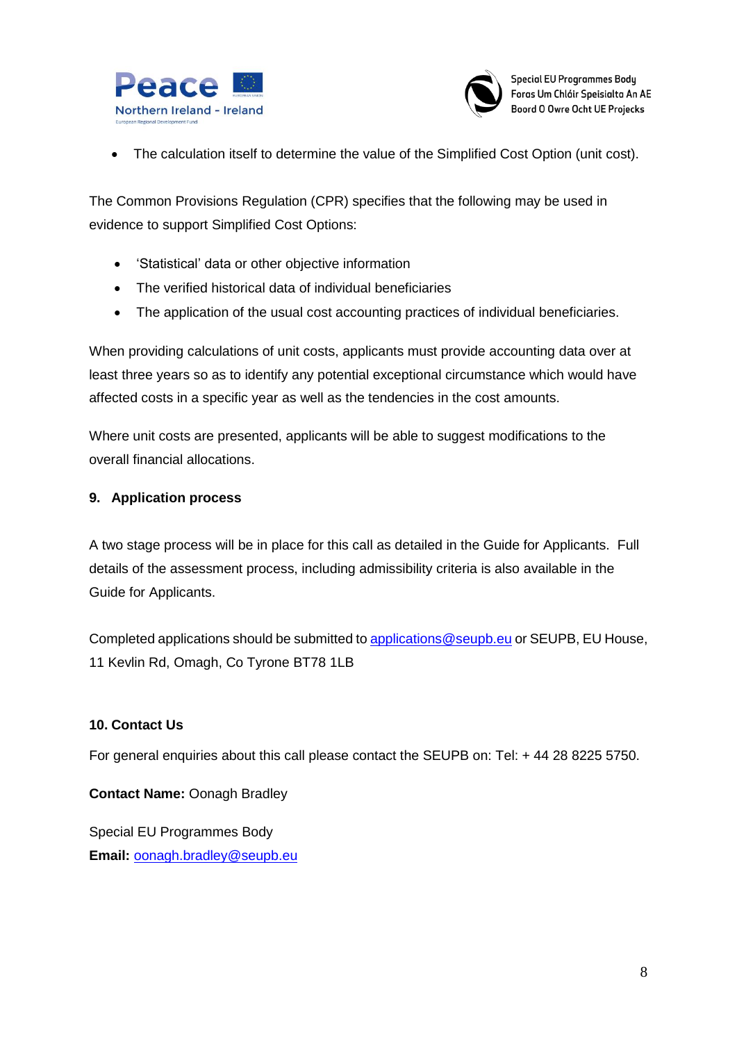- The calculation itself to determine the value of the Simplified Cost Option (unit cost).

The Common Provisions Regulation (CPR) specifies that the following may be used in evidence to support Simplified Cost Options:

- 'Statistical' data or other objective information
- The verified historical data of individual beneficiaries
- The application of the usual cost accounting practices of individual beneficiaries.

When providing calculations of unit costs, applicants must provide accounting data over at least three years so as to identify any potential exceptional circumstance which would have affected costs in a specific year as well as the tendencies in the cost amounts.

Where unit costs are presented, applicants will be able to suggest modifications to the overall financial allocations.

## 9. Application process

A two stage process will be in place for this call as detailed in the Guide for Applicants. Full details of the assessment process, including admissibility criteria is also available in the Guide for Applicants.

Completed applications should be submitted to applications@seupb.eu or SEUPB, EU House, 11 Kevlin Rd, Omagh, Co Tyrone BT78 1LB

## 10. Contact Us

For general enquiries about this call please contact the SEUPB on: Tel: + 44 28 8225 5750.

**Contact Name:** Oonagh Bradley

Special EU Programmes Body
**Email:** oonagh.bradley@seupb.eu